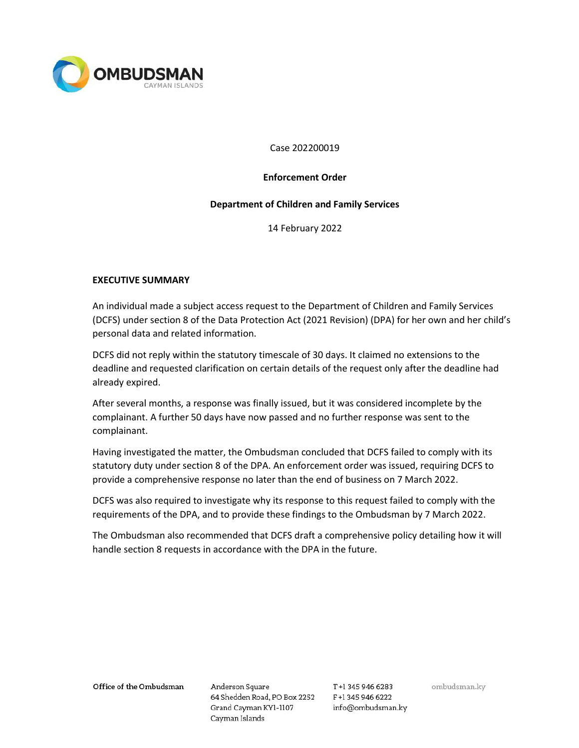Case 202200019

**Enforcement Order**

**Department of Children and Family Services**

14 February 2022

## EXECUTIVE SUMMARY

An individual made a subject access request to the Department of Children and Family Services (DCFS) under section 8 of the Data Protection Act (2021 Revision) (DPA) for her own and her child's personal data and related information.

DCFS did not reply within the statutory timescale of 30 days. It claimed no extensions to the deadline and requested clarification on certain details of the request only after the deadline had already expired.

After several months, a response was finally issued, but it was considered incomplete by the complainant. A further 50 days have now passed and no further response was sent to the complainant.

Having investigated the matter, the Ombudsman concluded that DCFS failed to comply with its statutory duty under section 8 of the DPA. An enforcement order was issued, requiring DCFS to provide a comprehensive response no later than the end of business on 7 March 2022.

DCFS was also required to investigate why its response to this request failed to comply with the requirements of the DPA, and to provide these findings to the Ombudsman by 7 March 2022.

The Ombudsman also recommended that DCFS draft a comprehensive policy detailing how it will handle section 8 requests in accordance with the DPA in the future.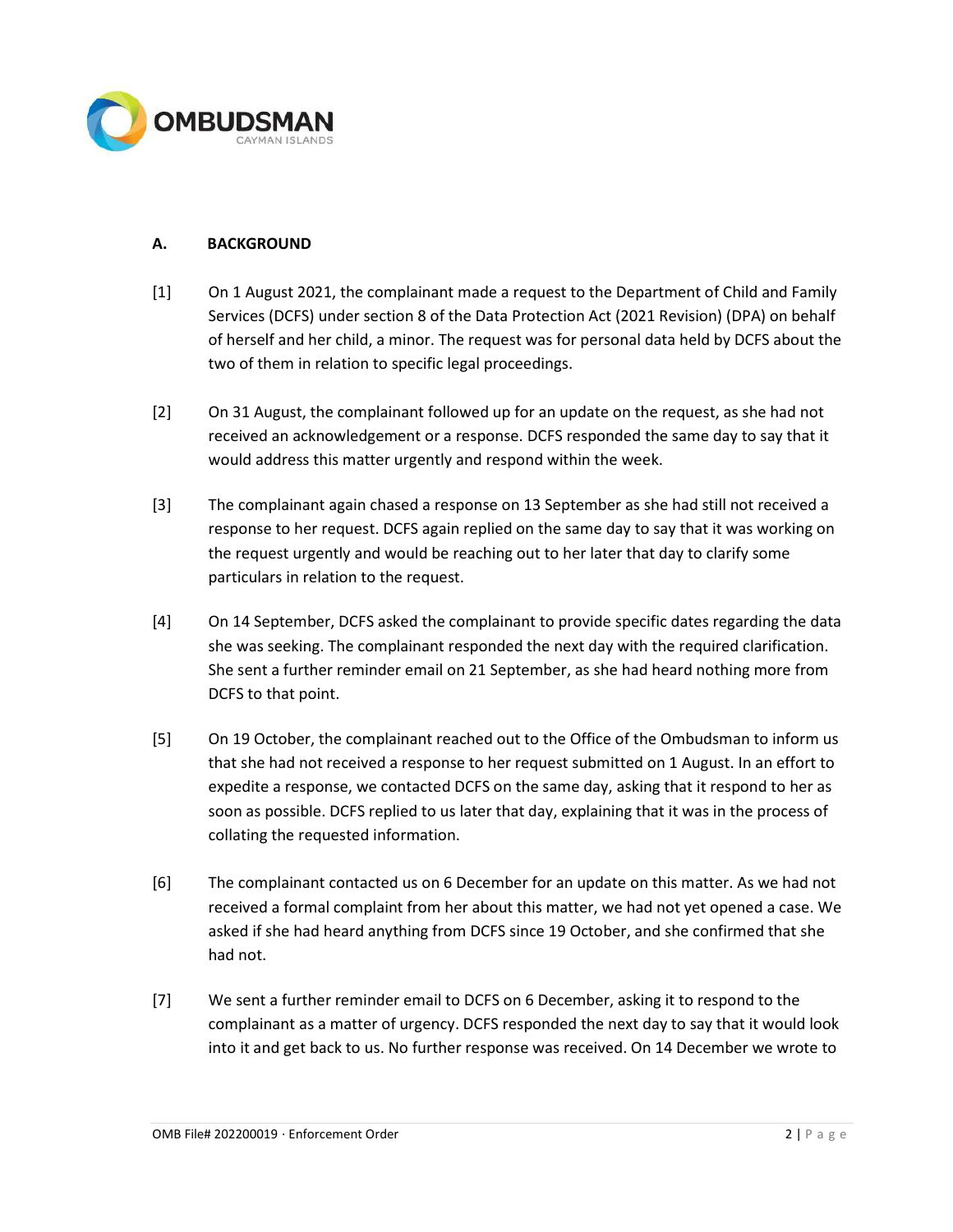## A. BACKGROUND

[1] On 1 August 2021, the complainant made a request to the Department of Child and Family Services (DCFS) under section 8 of the Data Protection Act (2021 Revision) (DPA) on behalf of herself and her child, a minor. The request was for personal data held by DCFS about the two of them in relation to specific legal proceedings.

[2] On 31 August, the complainant followed up for an update on the request, as she had not received an acknowledgement or a response. DCFS responded the same day to say that it would address this matter urgently and respond within the week.

[3] The complainant again chased a response on 13 September as she had still not received a response to her request. DCFS again replied on the same day to say that it was working on the request urgently and would be reaching out to her later that day to clarify some particulars in relation to the request.

[4] On 14 September, DCFS asked the complainant to provide specific dates regarding the data she was seeking. The complainant responded the next day with the required clarification. She sent a further reminder email on 21 September, as she had heard nothing more from DCFS to that point.

[5] On 19 October, the complainant reached out to the Office of the Ombudsman to inform us that she had not received a response to her request submitted on 1 August. In an effort to expedite a response, we contacted DCFS on the same day, asking that it respond to her as soon as possible. DCFS replied to us later that day, explaining that it was in the process of collating the requested information.

[6] The complainant contacted us on 6 December for an update on this matter. As we had not received a formal complaint from her about this matter, we had not yet opened a case. We asked if she had heard anything from DCFS since 19 October, and she confirmed that she had not.

[7] We sent a further reminder email to DCFS on 6 December, asking it to respond to the complainant as a matter of urgency. DCFS responded the next day to say that it would look into it and get back to us. No further response was received. On 14 December we wrote to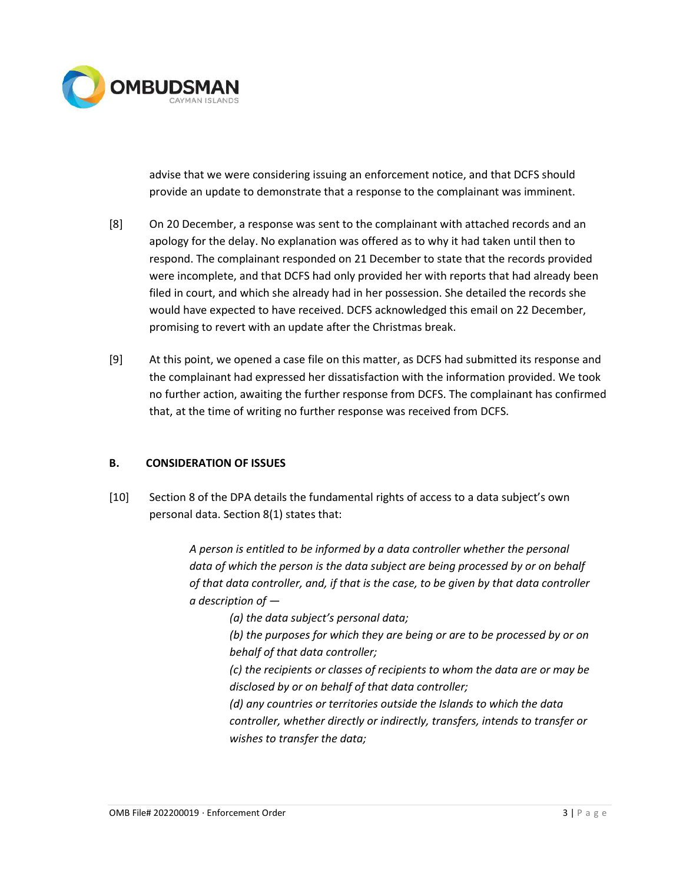advise that we were considering issuing an enforcement notice, and that DCFS should provide an update to demonstrate that a response to the complainant was imminent.

[8] On 20 December, a response was sent to the complainant with attached records and an apology for the delay. No explanation was offered as to why it had taken until then to respond. The complainant responded on 21 December to state that the records provided were incomplete, and that DCFS had only provided her with reports that had already been filed in court, and which she already had in her possession. She detailed the records she would have expected to have received. DCFS acknowledged this email on 22 December, promising to revert with an update after the Christmas break.

[9] At this point, we opened a case file on this matter, as DCFS had submitted its response and the complainant had expressed her dissatisfaction with the information provided. We took no further action, awaiting the further response from DCFS. The complainant has confirmed that, at the time of writing no further response was received from DCFS.

## B. CONSIDERATION OF ISSUES

[10] Section 8 of the DPA details the fundamental rights of access to a data subject's own personal data. Section 8(1) states that:

> *A person is entitled to be informed by a data controller whether the personal data of which the person is the data subject are being processed by or on behalf of that data controller, and, if that is the case, to be given by that data controller a description of —*
>
> *(a) the data subject's personal data;*
>
> *(b) the purposes for which they are being or are to be processed by or on behalf of that data controller;*
>
> *(c) the recipients or classes of recipients to whom the data are or may be disclosed by or on behalf of that data controller;*
>
> *(d) any countries or territories outside the Islands to which the data controller, whether directly or indirectly, transfers, intends to transfer or wishes to transfer the data;*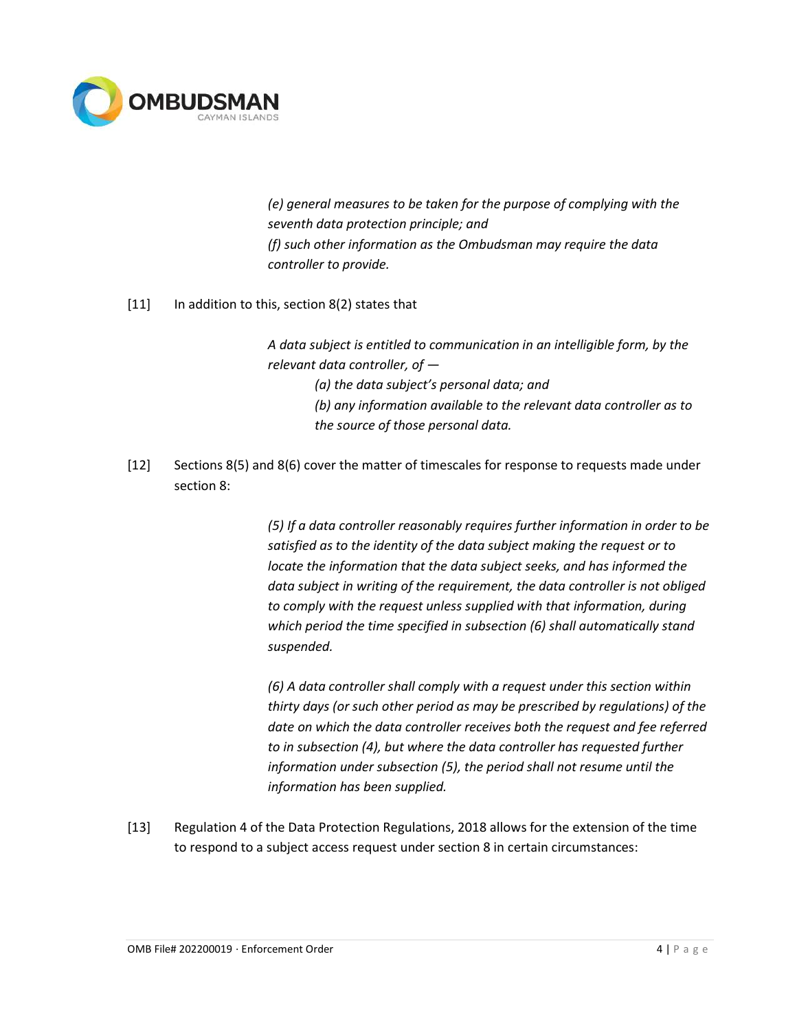> *(e) general measures to be taken for the purpose of complying with the seventh data protection principle; and*
> *(f) such other information as the Ombudsman may require the data controller to provide.*

[11] In addition to this, section 8(2) states that

> *A data subject is entitled to communication in an intelligible form, by the relevant data controller, of —*
> > *(a) the data subject's personal data; and*
> > *(b) any information available to the relevant data controller as to the source of those personal data.*

[12] Sections 8(5) and 8(6) cover the matter of timescales for response to requests made under section 8:

> *(5) If a data controller reasonably requires further information in order to be satisfied as to the identity of the data subject making the request or to locate the information that the data subject seeks, and has informed the data subject in writing of the requirement, the data controller is not obliged to comply with the request unless supplied with that information, during which period the time specified in subsection (6) shall automatically stand suspended.*
>
> *(6) A data controller shall comply with a request under this section within thirty days (or such other period as may be prescribed by regulations) of the date on which the data controller receives both the request and fee referred to in subsection (4), but where the data controller has requested further information under subsection (5), the period shall not resume until the information has been supplied.*

[13] Regulation 4 of the Data Protection Regulations, 2018 allows for the extension of the time to respond to a subject access request under section 8 in certain circumstances: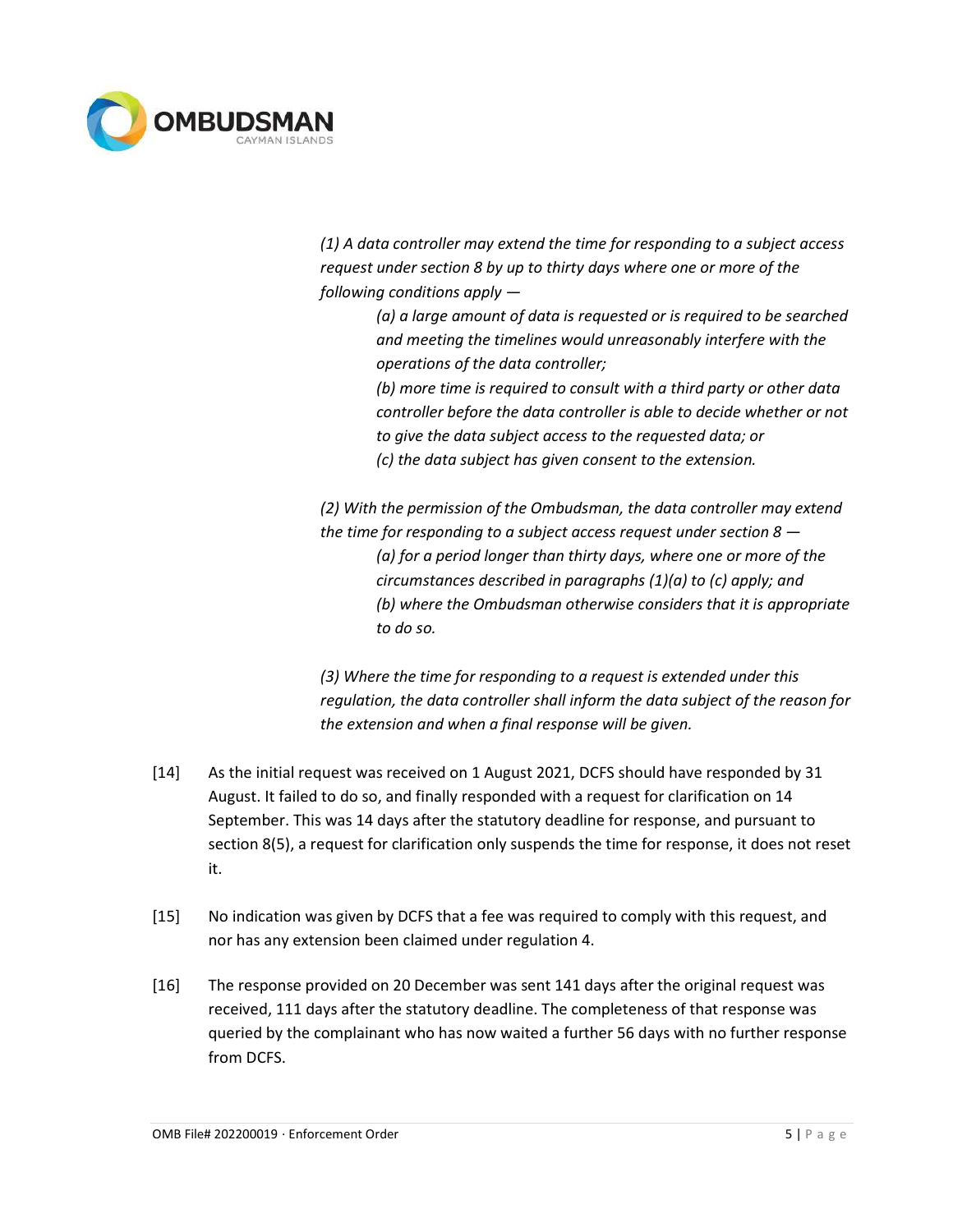> *(1) A data controller may extend the time for responding to a subject access request under section 8 by up to thirty days where one or more of the following conditions apply —*
>
> > *(a) a large amount of data is requested or is required to be searched and meeting the timelines would unreasonably interfere with the operations of the data controller;*
> >
> > *(b) more time is required to consult with a third party or other data controller before the data controller is able to decide whether or not to give the data subject access to the requested data; or*
> >
> > *(c) the data subject has given consent to the extension.*
>
> *(2) With the permission of the Ombudsman, the data controller may extend the time for responding to a subject access request under section 8 —*
>
> > *(a) for a period longer than thirty days, where one or more of the circumstances described in paragraphs (1)(a) to (c) apply; and*
> >
> > *(b) where the Ombudsman otherwise considers that it is appropriate to do so.*
>
> *(3) Where the time for responding to a request is extended under this regulation, the data controller shall inform the data subject of the reason for the extension and when a final response will be given.*

[14] As the initial request was received on 1 August 2021, DCFS should have responded by 31 August. It failed to do so, and finally responded with a request for clarification on 14 September. This was 14 days after the statutory deadline for response, and pursuant to section 8(5), a request for clarification only suspends the time for response, it does not reset it.

[15] No indication was given by DCFS that a fee was required to comply with this request, and nor has any extension been claimed under regulation 4.

[16] The response provided on 20 December was sent 141 days after the original request was received, 111 days after the statutory deadline. The completeness of that response was queried by the complainant who has now waited a further 56 days with no further response from DCFS.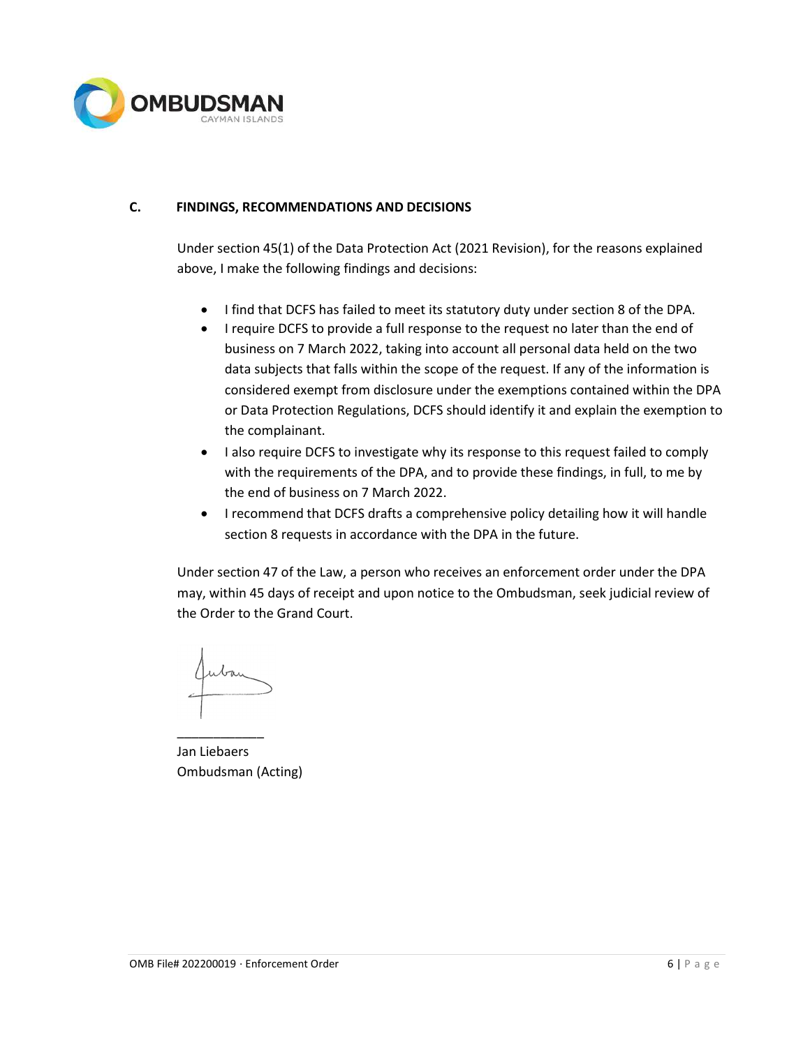## C. FINDINGS, RECOMMENDATIONS AND DECISIONS

Under section 45(1) of the Data Protection Act (2021 Revision), for the reasons explained above, I make the following findings and decisions:

- I find that DCFS has failed to meet its statutory duty under section 8 of the DPA.
- I require DCFS to provide a full response to the request no later than the end of business on 7 March 2022, taking into account all personal data held on the two data subjects that falls within the scope of the request. If any of the information is considered exempt from disclosure under the exemptions contained within the DPA or Data Protection Regulations, DCFS should identify it and explain the exemption to the complainant.
- I also require DCFS to investigate why its response to this request failed to comply with the requirements of the DPA, and to provide these findings, in full, to me by the end of business on 7 March 2022.
- I recommend that DCFS drafts a comprehensive policy detailing how it will handle section 8 requests in accordance with the DPA in the future.

Under section 47 of the Law, a person who receives an enforcement order under the DPA may, within 45 days of receipt and upon notice to the Ombudsman, seek judicial review of the Order to the Grand Court.

\_\_\_\_\_\_\_\_\_\_\_\_

Jan Liebaers
Ombudsman (Acting)